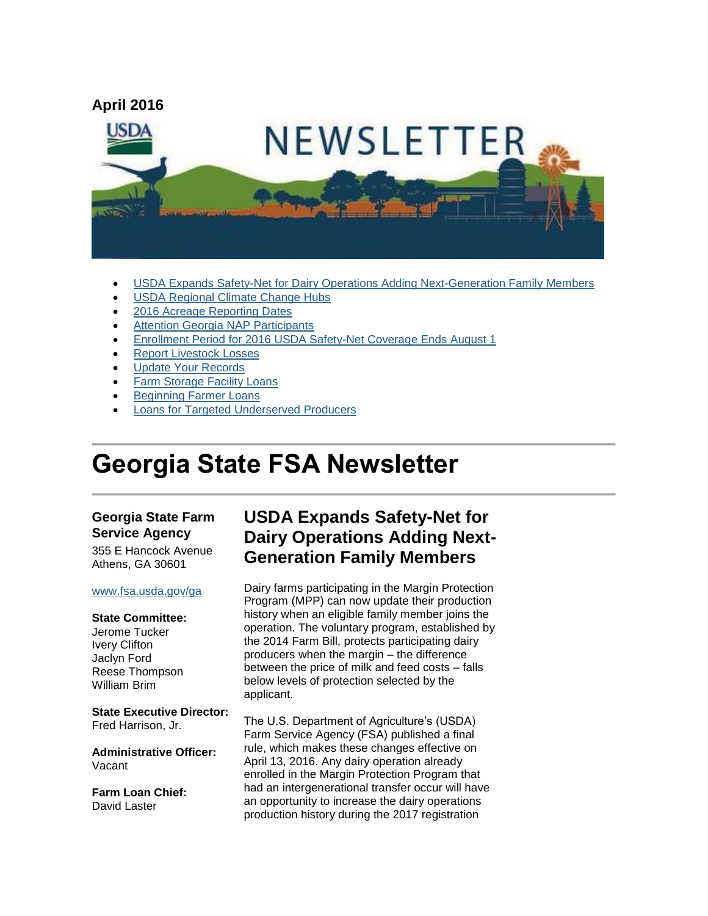**April 2016**

- USDA Expands Safety-Net for Dairy Operations Adding Next-Generation Family Members
- USDA Regional Climate Change Hubs
- 2016 Acreage Reporting Dates
- Attention Georgia NAP Participants
- Enrollment Period for 2016 USDA Safety-Net Coverage Ends August 1
- Report Livestock Losses
- Update Your Records
- Farm Storage Facility Loans
- Beginning Farmer Loans
- Loans for Targeted Underserved Producers

# Georgia State FSA Newsletter

**Georgia State Farm Service Agency**
355 E Hancock Avenue
Athens, GA 30601

www.fsa.usda.gov/ga

**State Committee:**
Jerome Tucker
Ivery Clifton
Jaclyn Ford
Reese Thompson
William Brim

**State Executive Director:**
Fred Harrison, Jr.

**Administrative Officer:**
Vacant

**Farm Loan Chief:**
David Laster

## USDA Expands Safety-Net for Dairy Operations Adding Next-Generation Family Members

Dairy farms participating in the Margin Protection Program (MPP) can now update their production history when an eligible family member joins the operation. The voluntary program, established by the 2014 Farm Bill, protects participating dairy producers when the margin – the difference between the price of milk and feed costs – falls below levels of protection selected by the applicant.

The U.S. Department of Agriculture's (USDA) Farm Service Agency (FSA) published a final rule, which makes these changes effective on April 13, 2016. Any dairy operation already enrolled in the Margin Protection Program that had an intergenerational transfer occur will have an opportunity to increase the dairy operations production history during the 2017 registration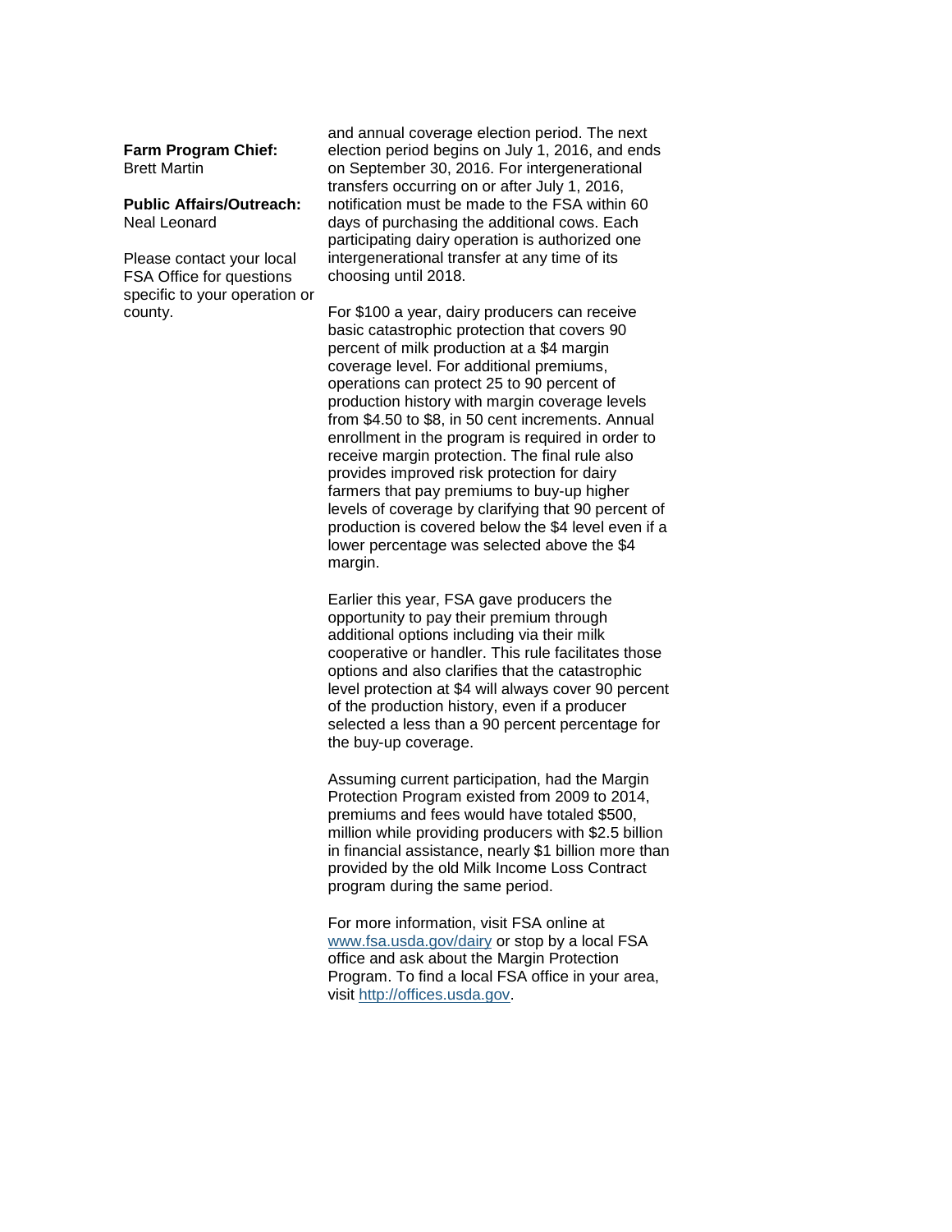**Farm Program Chief:**
Brett Martin

**Public Affairs/Outreach:**
Neal Leonard

Please contact your local FSA Office for questions specific to your operation or county.

and annual coverage election period. The next election period begins on July 1, 2016, and ends on September 30, 2016. For intergenerational transfers occurring on or after July 1, 2016, notification must be made to the FSA within 60 days of purchasing the additional cows. Each participating dairy operation is authorized one intergenerational transfer at any time of its choosing until 2018.

For $100 a year, dairy producers can receive basic catastrophic protection that covers 90 percent of milk production at a $4 margin coverage level. For additional premiums, operations can protect 25 to 90 percent of production history with margin coverage levels from $4.50 to $8, in 50 cent increments. Annual enrollment in the program is required in order to receive margin protection. The final rule also provides improved risk protection for dairy farmers that pay premiums to buy-up higher levels of coverage by clarifying that 90 percent of production is covered below the $4 level even if a lower percentage was selected above the $4 margin.

Earlier this year, FSA gave producers the opportunity to pay their premium through additional options including via their milk cooperative or handler. This rule facilitates those options and also clarifies that the catastrophic level protection at $4 will always cover 90 percent of the production history, even if a producer selected a less than a 90 percent percentage for the buy-up coverage.

Assuming current participation, had the Margin Protection Program existed from 2009 to 2014, premiums and fees would have totaled $500, million while providing producers with $2.5 billion in financial assistance, nearly $1 billion more than provided by the old Milk Income Loss Contract program during the same period.

For more information, visit FSA online at [www.fsa.usda.gov/dairy](http://www.fsa.usda.gov/dairy) or stop by a local FSA office and ask about the Margin Protection Program. To find a local FSA office in your area, visit [http://offices.usda.gov](http://offices.usda.gov).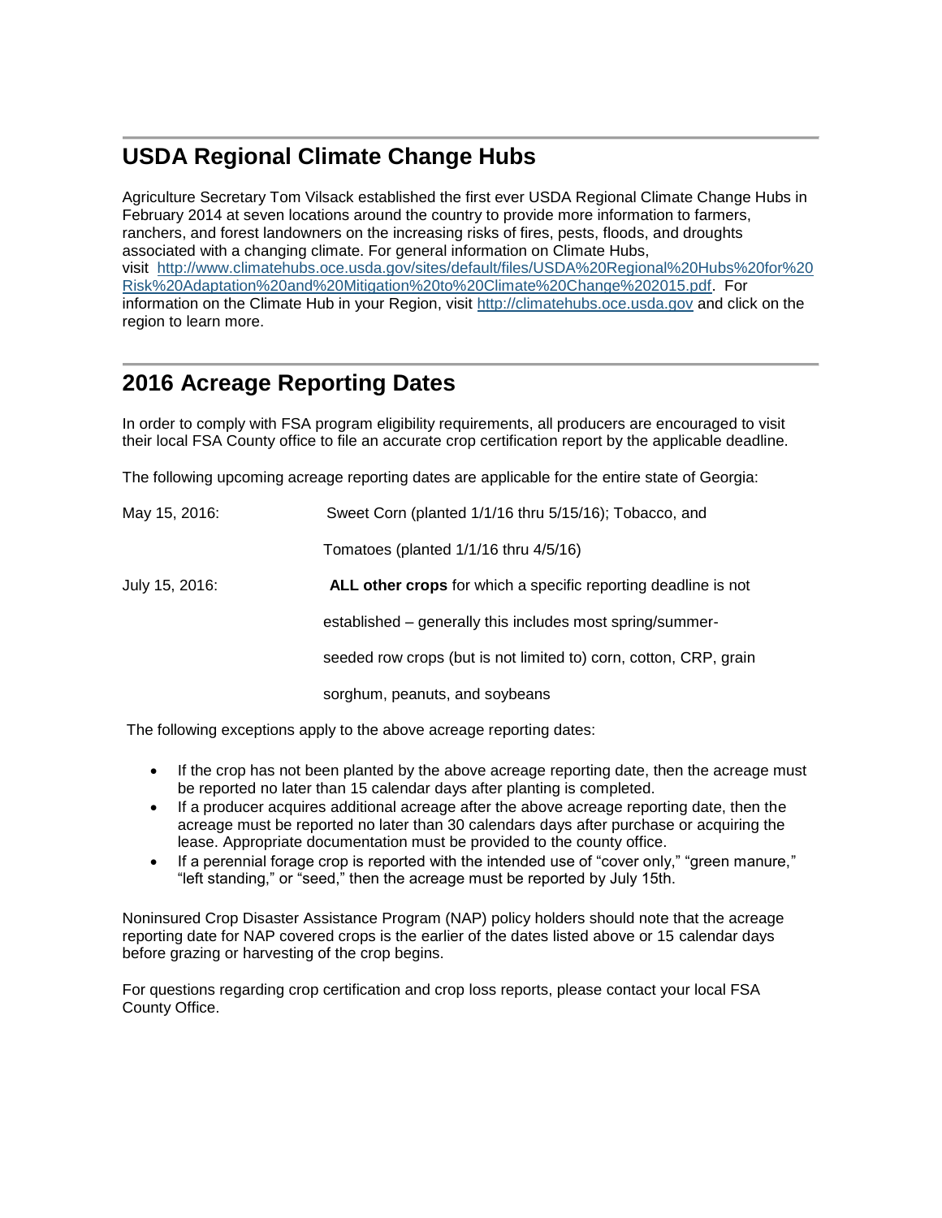## USDA Regional Climate Change Hubs

Agriculture Secretary Tom Vilsack established the first ever USDA Regional Climate Change Hubs in February 2014 at seven locations around the country to provide more information to farmers, ranchers, and forest landowners on the increasing risks of fires, pests, floods, and droughts associated with a changing climate. For general information on Climate Hubs, visit http://www.climatehubs.oce.usda.gov/sites/default/files/USDA%20Regional%20Hubs%20for%20Risk%20Adaptation%20and%20Mitigation%20to%20Climate%20Change%202015.pdf. For information on the Climate Hub in your Region, visit http://climatehubs.oce.usda.gov and click on the region to learn more.

## 2016 Acreage Reporting Dates

In order to comply with FSA program eligibility requirements, all producers are encouraged to visit their local FSA County office to file an accurate crop certification report by the applicable deadline.

The following upcoming acreage reporting dates are applicable for the entire state of Georgia:

May 15, 2016: Sweet Corn (planted 1/1/16 thru 5/15/16); Tobacco, and Tomatoes (planted 1/1/16 thru 4/5/16)

July 15, 2016: **ALL other crops** for which a specific reporting deadline is not established – generally this includes most spring/summer-seeded row crops (but is not limited to) corn, cotton, CRP, grain sorghum, peanuts, and soybeans

The following exceptions apply to the above acreage reporting dates:

- If the crop has not been planted by the above acreage reporting date, then the acreage must be reported no later than 15 calendar days after planting is completed.
- If a producer acquires additional acreage after the above acreage reporting date, then the acreage must be reported no later than 30 calendars days after purchase or acquiring the lease. Appropriate documentation must be provided to the county office.
- If a perennial forage crop is reported with the intended use of "cover only," "green manure," "left standing," or "seed," then the acreage must be reported by July 15th.

Noninsured Crop Disaster Assistance Program (NAP) policy holders should note that the acreage reporting date for NAP covered crops is the earlier of the dates listed above or 15 calendar days before grazing or harvesting of the crop begins.

For questions regarding crop certification and crop loss reports, please contact your local FSA County Office.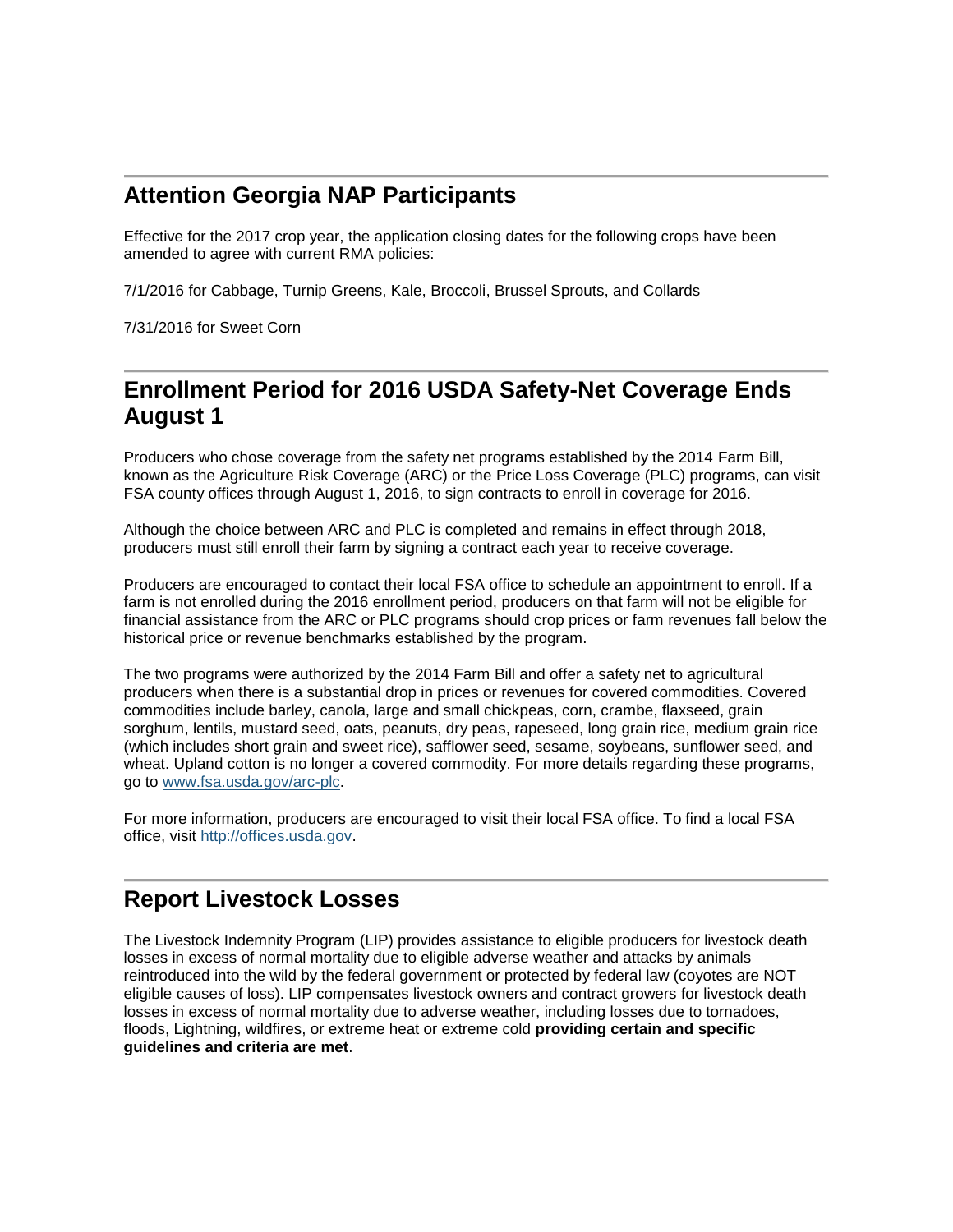## Attention Georgia NAP Participants

Effective for the 2017 crop year, the application closing dates for the following crops have been amended to agree with current RMA policies:

7/1/2016 for Cabbage, Turnip Greens, Kale, Broccoli, Brussel Sprouts, and Collards

7/31/2016 for Sweet Corn

## Enrollment Period for 2016 USDA Safety-Net Coverage Ends August 1

Producers who chose coverage from the safety net programs established by the 2014 Farm Bill, known as the Agriculture Risk Coverage (ARC) or the Price Loss Coverage (PLC) programs, can visit FSA county offices through August 1, 2016, to sign contracts to enroll in coverage for 2016.

Although the choice between ARC and PLC is completed and remains in effect through 2018, producers must still enroll their farm by signing a contract each year to receive coverage.

Producers are encouraged to contact their local FSA office to schedule an appointment to enroll. If a farm is not enrolled during the 2016 enrollment period, producers on that farm will not be eligible for financial assistance from the ARC or PLC programs should crop prices or farm revenues fall below the historical price or revenue benchmarks established by the program.

The two programs were authorized by the 2014 Farm Bill and offer a safety net to agricultural producers when there is a substantial drop in prices or revenues for covered commodities. Covered commodities include barley, canola, large and small chickpeas, corn, crambe, flaxseed, grain sorghum, lentils, mustard seed, oats, peanuts, dry peas, rapeseed, long grain rice, medium grain rice (which includes short grain and sweet rice), safflower seed, sesame, soybeans, sunflower seed, and wheat. Upland cotton is no longer a covered commodity. For more details regarding these programs, go to [www.fsa.usda.gov/arc-plc](www.fsa.usda.gov/arc-plc).

For more information, producers are encouraged to visit their local FSA office. To find a local FSA office, visit [http://offices.usda.gov](http://offices.usda.gov).

## Report Livestock Losses

The Livestock Indemnity Program (LIP) provides assistance to eligible producers for livestock death losses in excess of normal mortality due to eligible adverse weather and attacks by animals reintroduced into the wild by the federal government or protected by federal law (coyotes are NOT eligible causes of loss). LIP compensates livestock owners and contract growers for livestock death losses in excess of normal mortality due to adverse weather, including losses due to tornadoes, floods, Lightning, wildfires, or extreme heat or extreme cold **providing certain and specific guidelines and criteria are met**.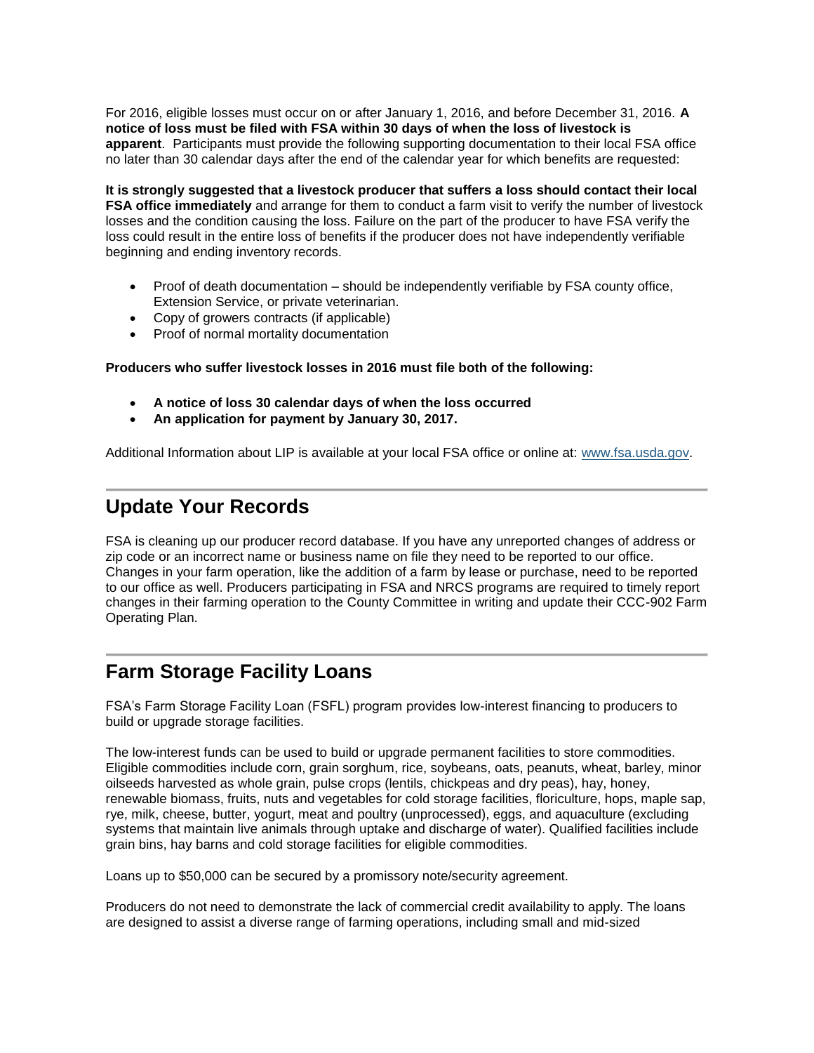For 2016, eligible losses must occur on or after January 1, 2016, and before December 31, 2016. **A notice of loss must be filed with FSA within 30 days of when the loss of livestock is apparent**. Participants must provide the following supporting documentation to their local FSA office no later than 30 calendar days after the end of the calendar year for which benefits are requested:

**It is strongly suggested that a livestock producer that suffers a loss should contact their local FSA office immediately** and arrange for them to conduct a farm visit to verify the number of livestock losses and the condition causing the loss. Failure on the part of the producer to have FSA verify the loss could result in the entire loss of benefits if the producer does not have independently verifiable beginning and ending inventory records.

- Proof of death documentation – should be independently verifiable by FSA county office, Extension Service, or private veterinarian.
- Copy of growers contracts (if applicable)
- Proof of normal mortality documentation

**Producers who suffer livestock losses in 2016 must file both of the following:**

- **A notice of loss 30 calendar days of when the loss occurred**
- **An application for payment by January 30, 2017.**

Additional Information about LIP is available at your local FSA office or online at: [www.fsa.usda.gov](www.fsa.usda.gov).

---

## Update Your Records

FSA is cleaning up our producer record database. If you have any unreported changes of address or zip code or an incorrect name or business name on file they need to be reported to our office. Changes in your farm operation, like the addition of a farm by lease or purchase, need to be reported to our office as well. Producers participating in FSA and NRCS programs are required to timely report changes in their farming operation to the County Committee in writing and update their CCC-902 Farm Operating Plan.

---

## Farm Storage Facility Loans

FSA's Farm Storage Facility Loan (FSFL) program provides low-interest financing to producers to build or upgrade storage facilities.

The low-interest funds can be used to build or upgrade permanent facilities to store commodities. Eligible commodities include corn, grain sorghum, rice, soybeans, oats, peanuts, wheat, barley, minor oilseeds harvested as whole grain, pulse crops (lentils, chickpeas and dry peas), hay, honey, renewable biomass, fruits, nuts and vegetables for cold storage facilities, floriculture, hops, maple sap, rye, milk, cheese, butter, yogurt, meat and poultry (unprocessed), eggs, and aquaculture (excluding systems that maintain live animals through uptake and discharge of water). Qualified facilities include grain bins, hay barns and cold storage facilities for eligible commodities.

Loans up to $50,000 can be secured by a promissory note/security agreement.

Producers do not need to demonstrate the lack of commercial credit availability to apply. The loans are designed to assist a diverse range of farming operations, including small and mid-sized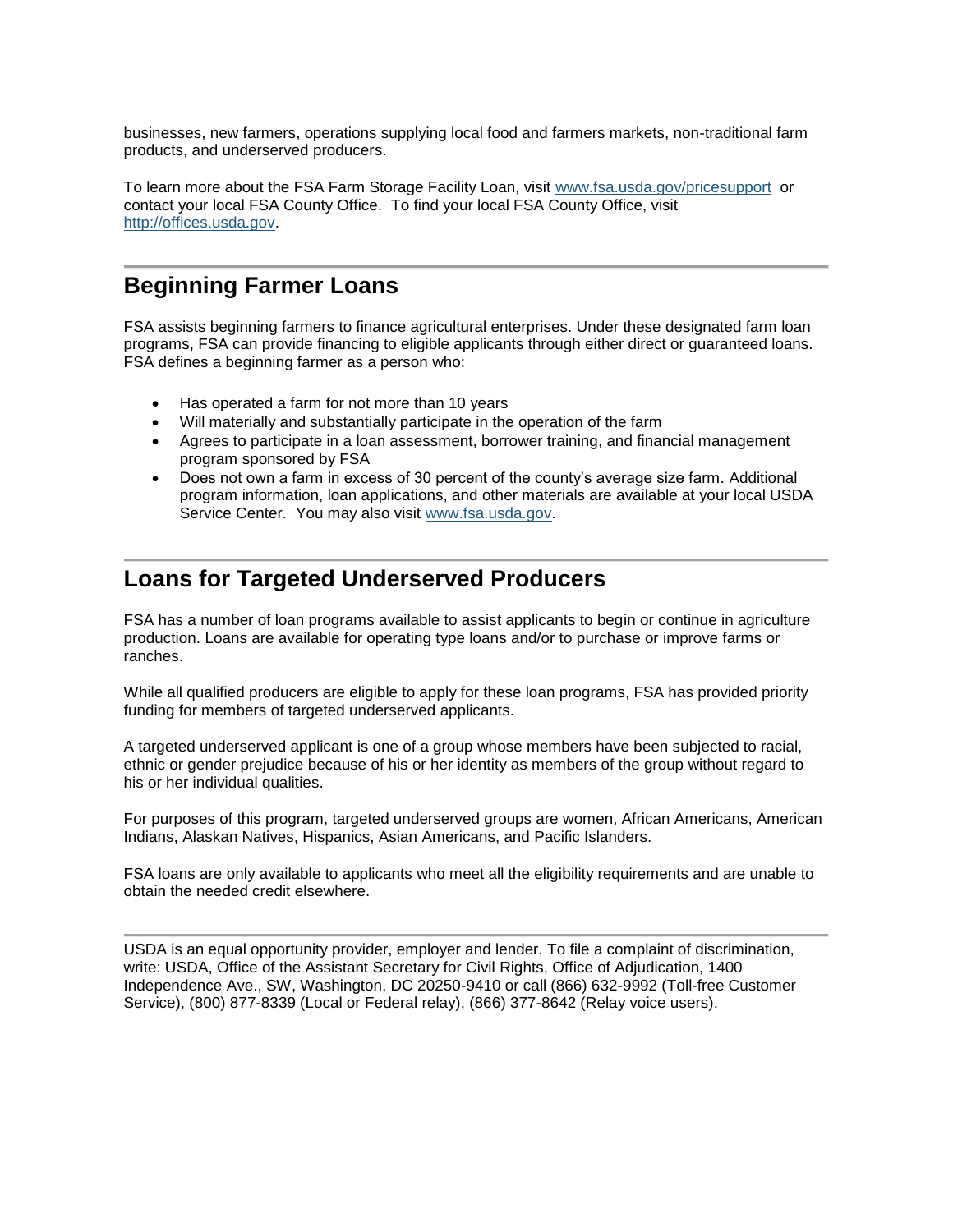businesses, new farmers, operations supplying local food and farmers markets, non-traditional farm products, and underserved producers.

To learn more about the FSA Farm Storage Facility Loan, visit www.fsa.usda.gov/pricesupport or contact your local FSA County Office. To find your local FSA County Office, visit http://offices.usda.gov.

---

## Beginning Farmer Loans

FSA assists beginning farmers to finance agricultural enterprises. Under these designated farm loan programs, FSA can provide financing to eligible applicants through either direct or guaranteed loans. FSA defines a beginning farmer as a person who:

- Has operated a farm for not more than 10 years
- Will materially and substantially participate in the operation of the farm
- Agrees to participate in a loan assessment, borrower training, and financial management program sponsored by FSA
- Does not own a farm in excess of 30 percent of the county's average size farm. Additional program information, loan applications, and other materials are available at your local USDA Service Center. You may also visit www.fsa.usda.gov.

---

## Loans for Targeted Underserved Producers

FSA has a number of loan programs available to assist applicants to begin or continue in agriculture production. Loans are available for operating type loans and/or to purchase or improve farms or ranches.

While all qualified producers are eligible to apply for these loan programs, FSA has provided priority funding for members of targeted underserved applicants.

A targeted underserved applicant is one of a group whose members have been subjected to racial, ethnic or gender prejudice because of his or her identity as members of the group without regard to his or her individual qualities.

For purposes of this program, targeted underserved groups are women, African Americans, American Indians, Alaskan Natives, Hispanics, Asian Americans, and Pacific Islanders.

FSA loans are only available to applicants who meet all the eligibility requirements and are unable to obtain the needed credit elsewhere.

---

USDA is an equal opportunity provider, employer and lender. To file a complaint of discrimination, write: USDA, Office of the Assistant Secretary for Civil Rights, Office of Adjudication, 1400 Independence Ave., SW, Washington, DC 20250-9410 or call (866) 632-9992 (Toll-free Customer Service), (800) 877-8339 (Local or Federal relay), (866) 377-8642 (Relay voice users).